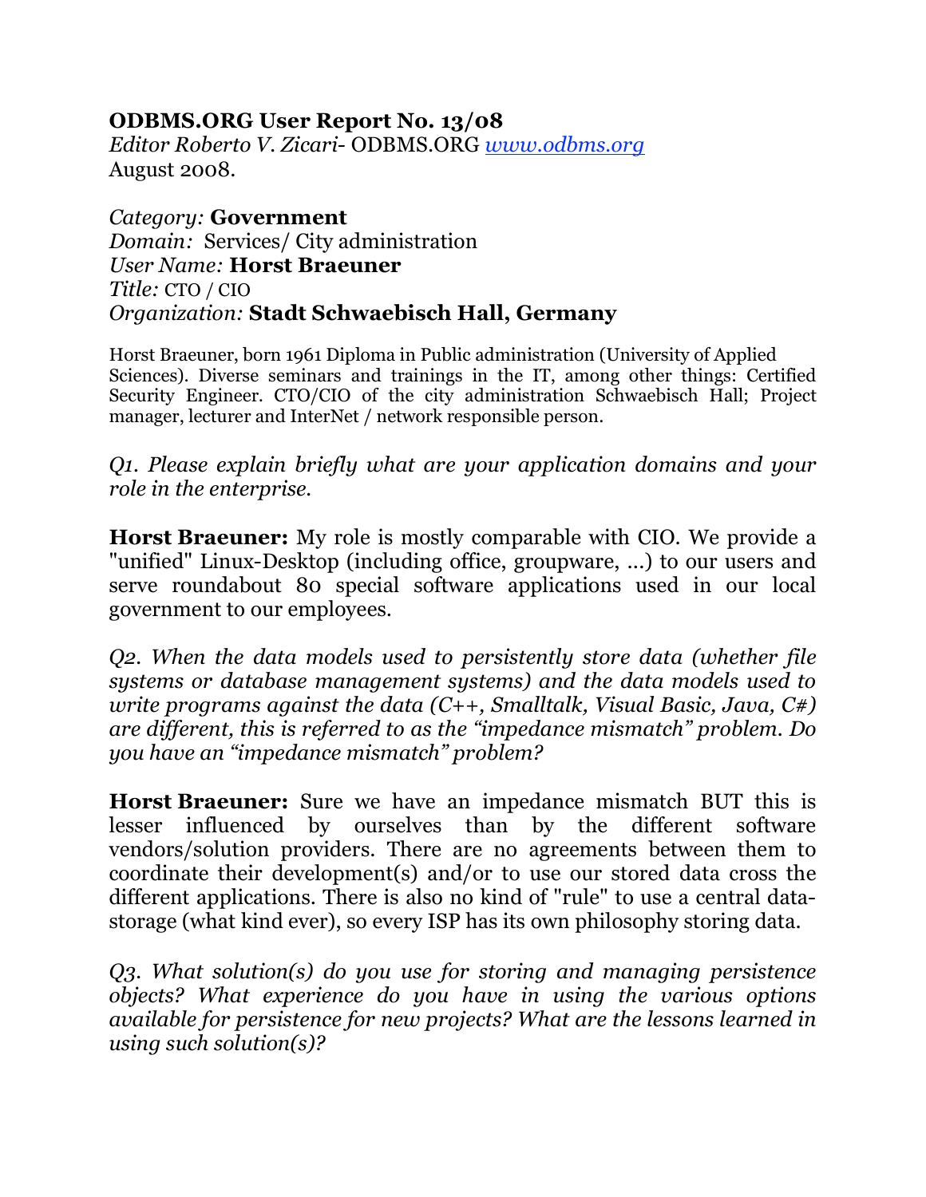**ODBMS.ORG User Report No. 13/08**
*Editor Roberto V. Zicari*- ODBMS.ORG [www.odbms.org](http://www.odbms.org)
August 2008.

*Category:* **Government**
*Domain:* Services/ City administration
*User Name:* **Horst Braeuner**
*Title:* CTO / CIO
*Organization:* **Stadt Schwaebisch Hall, Germany**

Horst Braeuner, born 1961 Diploma in Public administration (University of Applied Sciences). Diverse seminars and trainings in the IT, among other things: Certified Security Engineer. CTO/CIO of the city administration Schwaebisch Hall; Project manager, lecturer and InterNet / network responsible person.

*Q1. Please explain briefly what are your application domains and your role in the enterprise.*

**Horst Braeuner:** My role is mostly comparable with CIO. We provide a "unified" Linux-Desktop (including office, groupware, ...) to our users and serve roundabout 80 special software applications used in our local government to our employees.

*Q2. When the data models used to persistently store data (whether file systems or database management systems) and the data models used to write programs against the data (C++, Smalltalk, Visual Basic, Java, C#) are different, this is referred to as the "impedance mismatch" problem. Do you have an "impedance mismatch" problem?*

**Horst Braeuner:** Sure we have an impedance mismatch BUT this is lesser influenced by ourselves than by the different software vendors/solution providers. There are no agreements between them to coordinate their development(s) and/or to use our stored data cross the different applications. There is also no kind of "rule" to use a central data-storage (what kind ever), so every ISP has its own philosophy storing data.

*Q3. What solution(s) do you use for storing and managing persistence objects? What experience do you have in using the various options available for persistence for new projects? What are the lessons learned in using such solution(s)?*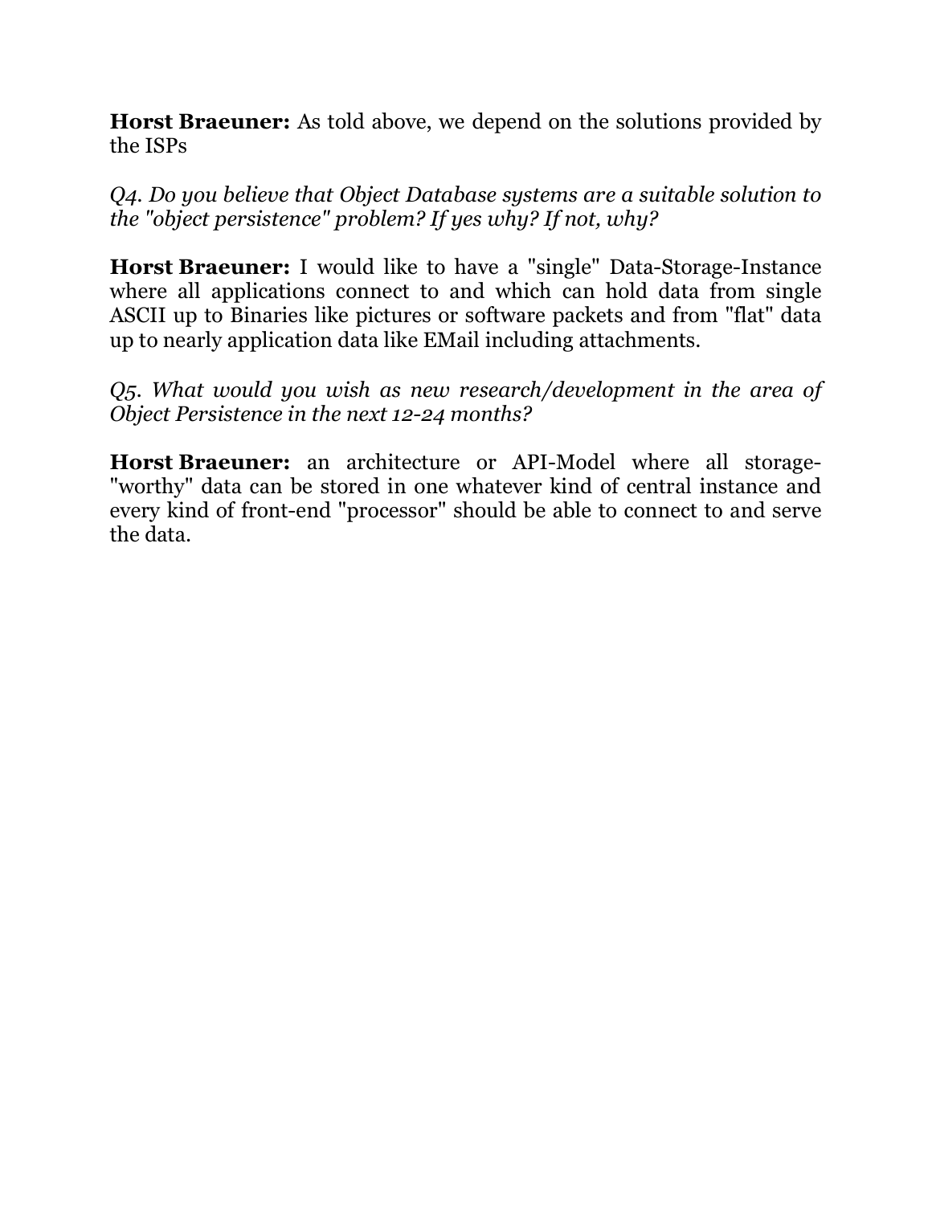**Horst Braeuner:** As told above, we depend on the solutions provided by the ISPs

*Q4. Do you believe that Object Database systems are a suitable solution to the "object persistence" problem? If yes why? If not, why?*

**Horst Braeuner:** I would like to have a "single" Data-Storage-Instance where all applications connect to and which can hold data from single ASCII up to Binaries like pictures or software packets and from "flat" data up to nearly application data like EMail including attachments.

*Q5. What would you wish as new research/development in the area of Object Persistence in the next 12-24 months?*

**Horst Braeuner:** an architecture or API-Model where all storage-"worthy" data can be stored in one whatever kind of central instance and every kind of front-end "processor" should be able to connect to and serve the data.